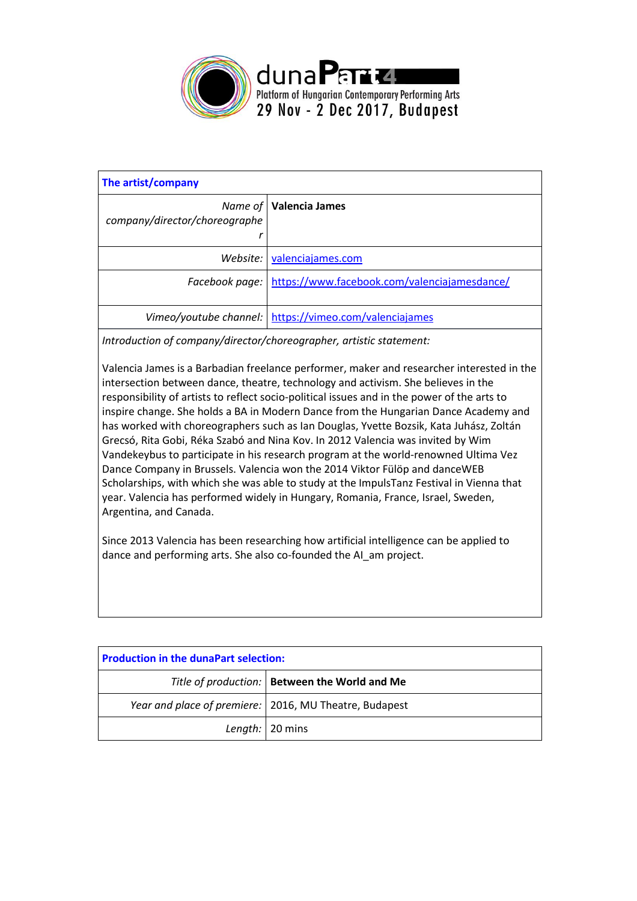duna**Part4**
Platform of Hungarian Contemporary Performing Arts
29 Nov - 2 Dec 2017, Budapest

| **The artist/company** | |
|---|---|
| *Name of company/director/choreographer* | **Valencia James** |
| *Website:* | valenciajames.com |
| *Facebook page:* | https://www.facebook.com/valenciajamesdance/ |
| *Vimeo/youtube channel:* | https://vimeo.com/valenciajames |

*Introduction of company/director/choreographer, artistic statement:*

Valencia James is a Barbadian freelance performer, maker and researcher interested in the intersection between dance, theatre, technology and activism. She believes in the responsibility of artists to reflect socio-political issues and in the power of the arts to inspire change. She holds a BA in Modern Dance from the Hungarian Dance Academy and has worked with choreographers such as Ian Douglas, Yvette Bozsik, Kata Juhász, Zoltán Grecsó, Rita Gobi, Réka Szabó and Nina Kov. In 2012 Valencia was invited by Wim Vandekeybus to participate in his research program at the world-renowned Ultima Vez Dance Company in Brussels. Valencia won the 2014 Viktor Fülöp and danceWEB Scholarships, with which she was able to study at the ImpulsTanz Festival in Vienna that year. Valencia has performed widely in Hungary, Romania, France, Israel, Sweden, Argentina, and Canada.

Since 2013 Valencia has been researching how artificial intelligence can be applied to dance and performing arts. She also co-founded the AI_am project.

| **Production in the dunaPart selection:** | |
|---|---|
| *Title of production:* | **Between the World and Me** |
| *Year and place of premiere:* | 2016, MU Theatre, Budapest |
| *Length:* | 20 mins |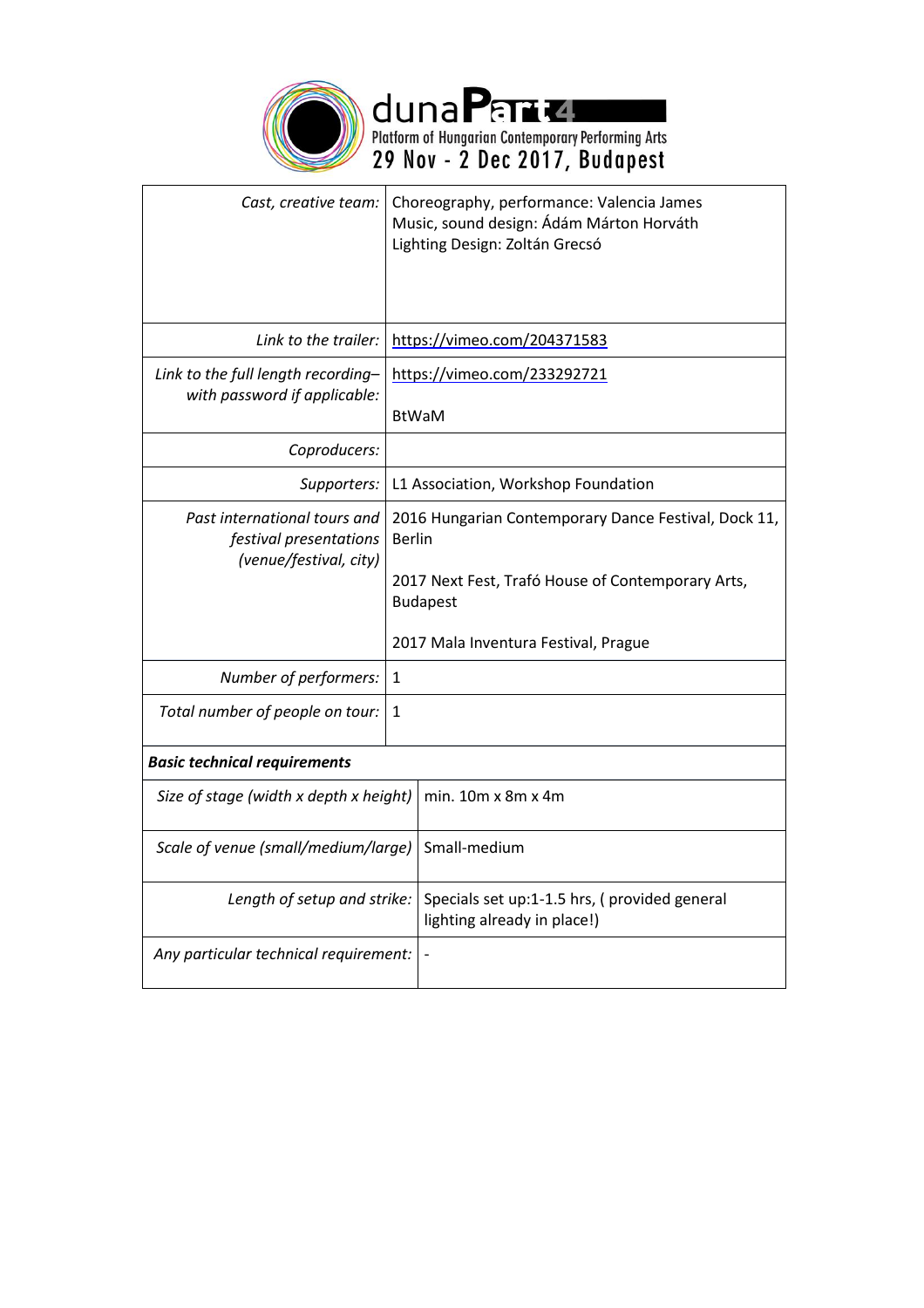| | |
|---|---|
| *Cast, creative team:* | Choreography, performance: Valencia James<br>Music, sound design: Ádám Márton Horváth<br>Lighting Design: Zoltán Grecsó |
| *Link to the trailer:* | https://vimeo.com/204371583 |
| *Link to the full length recording– with password if applicable:* | https://vimeo.com/233292721<br><br>BtWaM |
| *Coproducers:* | |
| *Supporters:* | L1 Association, Workshop Foundation |
| *Past international tours and festival presentations (venue/festival, city)* | 2016 Hungarian Contemporary Dance Festival, Dock 11, Berlin<br><br>2017 Next Fest, Trafó House of Contemporary Arts, Budapest<br><br>2017 Mala Inventura Festival, Prague |
| *Number of performers:* | 1 |
| *Total number of people on tour:* | 1 |
| ***Basic technical requirements*** | |
| *Size of stage (width x depth x height)* | min. 10m x 8m x 4m |
| *Scale of venue (small/medium/large)* | Small-medium |
| *Length of setup and strike:* | Specials set up:1-1.5 hrs, ( provided general lighting already in place!) |
| *Any particular technical requirement:* | - |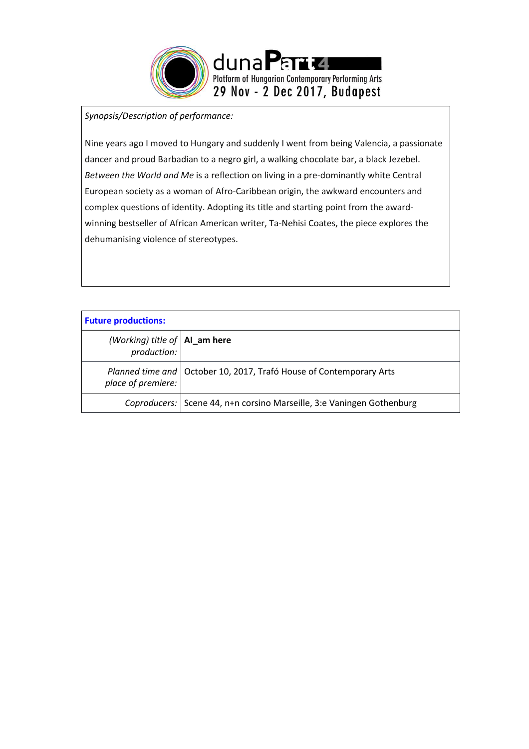*Synopsis/Description of performance:*

Nine years ago I moved to Hungary and suddenly I went from being Valencia, a passionate dancer and proud Barbadian to a negro girl, a walking chocolate bar, a black Jezebel. *Between the World and Me* is a reflection on living in a pre-dominantly white Central European society as a woman of Afro-Caribbean origin, the awkward encounters and complex questions of identity. Adopting its title and starting point from the award-winning bestseller of African American writer, Ta-Nehisi Coates, the piece explores the dehumanising violence of stereotypes.

| **Future productions:** | |
|---|---|
| *(Working) title of production:* | **AI_am here** |
| *Planned time and place of premiere:* | October 10, 2017, Trafó House of Contemporary Arts |
| *Coproducers:* | Scene 44, n+n corsino Marseille, 3:e Vaningen Gothenburg |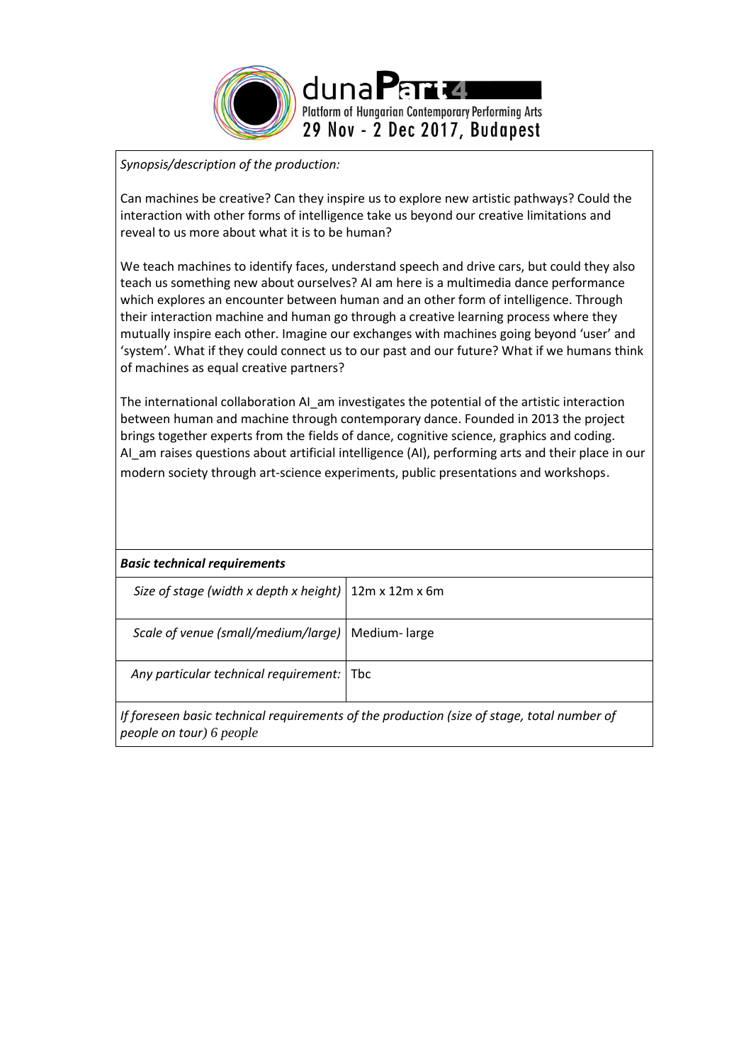*Synopsis/description of the production:*

Can machines be creative? Can they inspire us to explore new artistic pathways? Could the interaction with other forms of intelligence take us beyond our creative limitations and reveal to us more about what it is to be human?

We teach machines to identify faces, understand speech and drive cars, but could they also teach us something new about ourselves? AI am here is a multimedia dance performance which explores an encounter between human and an other form of intelligence. Through their interaction machine and human go through a creative learning process where they mutually inspire each other. Imagine our exchanges with machines going beyond 'user' and 'system'. What if they could connect us to our past and our future? What if we humans think of machines as equal creative partners?

The international collaboration AI_am investigates the potential of the artistic interaction between human and machine through contemporary dance. Founded in 2013 the project brings together experts from the fields of dance, cognitive science, graphics and coding. AI_am raises questions about artificial intelligence (AI), performing arts and their place in our modern society through art-science experiments, public presentations and workshops.

***Basic technical requirements***

| | |
|---|---|
| *Size of stage (width x depth x height)* | 12m x 12m x 6m |
| *Scale of venue (small/medium/large)* | Medium- large |
| *Any particular technical requirement:* | Tbc |

*If foreseen basic technical requirements of the production (size of stage, total number of people on tour)* 6 people